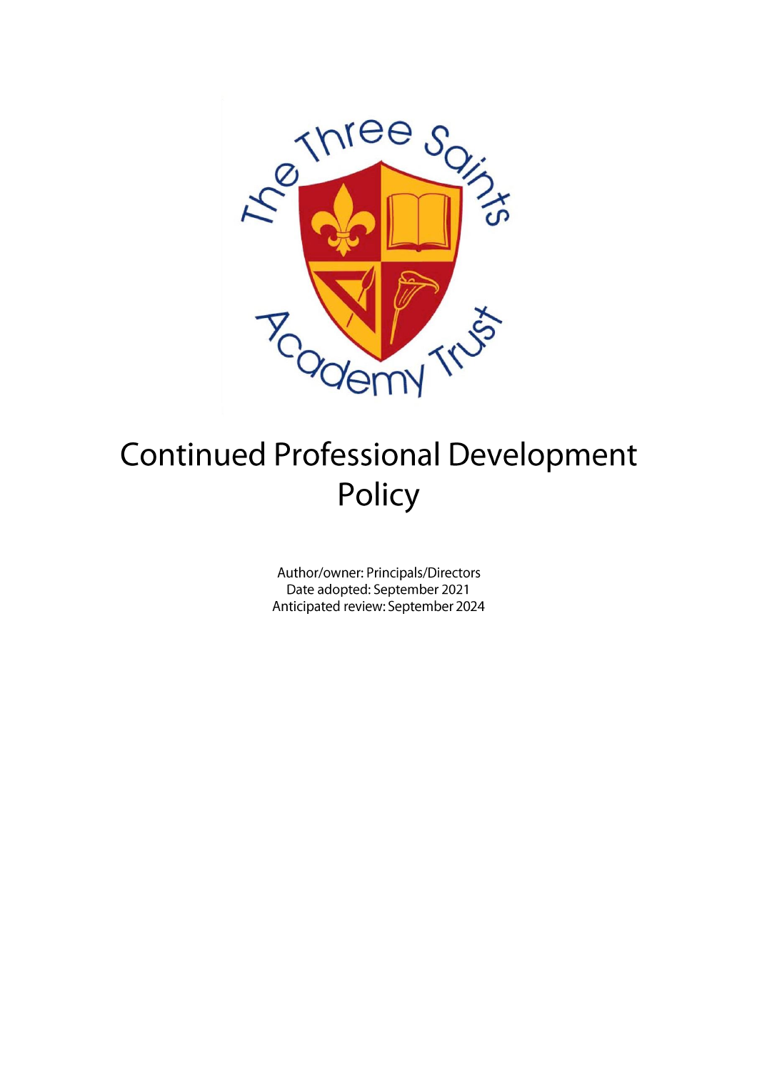# Continued Professional Development Policy

Author/owner: Principals/Directors
Date adopted: September 2021
Anticipated review: September 2024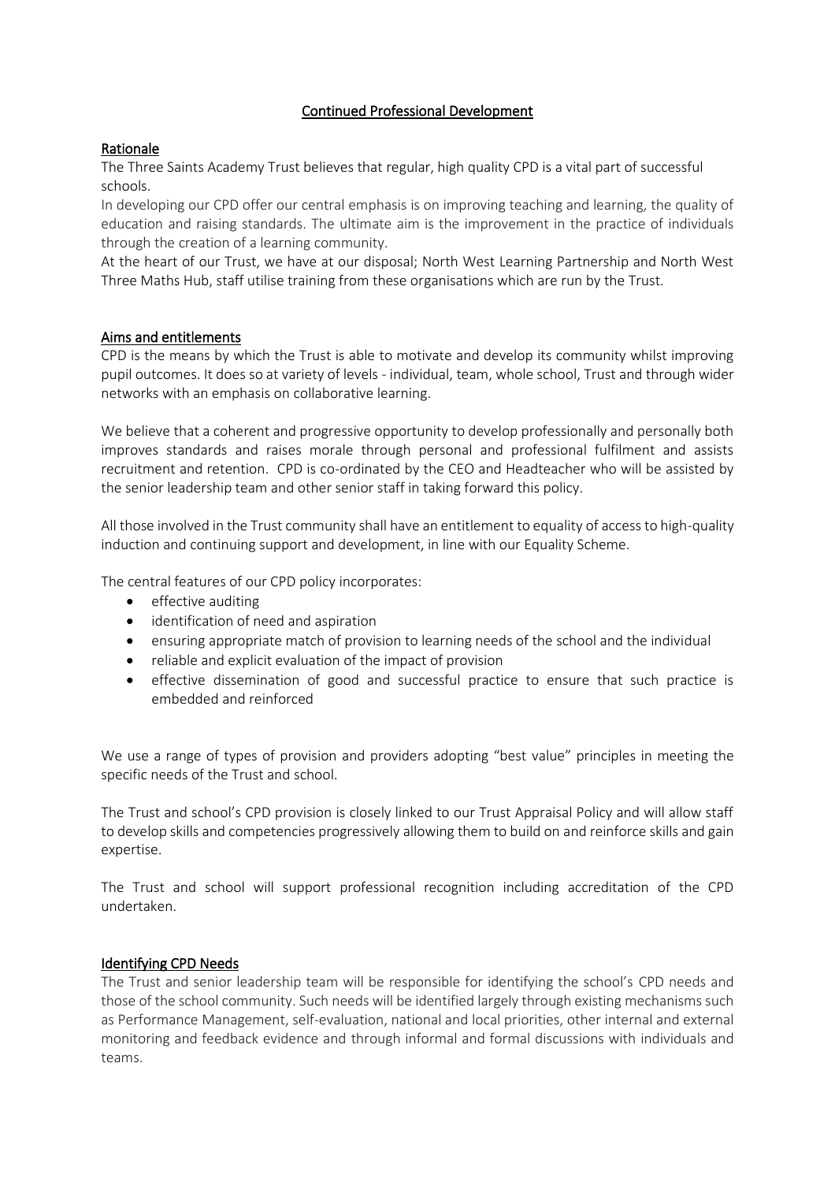# Continued Professional Development

## Rationale

The Three Saints Academy Trust believes that regular, high quality CPD is a vital part of successful schools.

In developing our CPD offer our central emphasis is on improving teaching and learning, the quality of education and raising standards. The ultimate aim is the improvement in the practice of individuals through the creation of a learning community.

At the heart of our Trust, we have at our disposal; North West Learning Partnership and North West Three Maths Hub, staff utilise training from these organisations which are run by the Trust.

## Aims and entitlements

CPD is the means by which the Trust is able to motivate and develop its community whilst improving pupil outcomes. It does so at variety of levels - individual, team, whole school, Trust and through wider networks with an emphasis on collaborative learning.

We believe that a coherent and progressive opportunity to develop professionally and personally both improves standards and raises morale through personal and professional fulfilment and assists recruitment and retention. CPD is co-ordinated by the CEO and Headteacher who will be assisted by the senior leadership team and other senior staff in taking forward this policy.

All those involved in the Trust community shall have an entitlement to equality of access to high-quality induction and continuing support and development, in line with our Equality Scheme.

The central features of our CPD policy incorporates:

- effective auditing
- identification of need and aspiration
- ensuring appropriate match of provision to learning needs of the school and the individual
- reliable and explicit evaluation of the impact of provision
- effective dissemination of good and successful practice to ensure that such practice is embedded and reinforced

We use a range of types of provision and providers adopting "best value" principles in meeting the specific needs of the Trust and school.

The Trust and school's CPD provision is closely linked to our Trust Appraisal Policy and will allow staff to develop skills and competencies progressively allowing them to build on and reinforce skills and gain expertise.

The Trust and school will support professional recognition including accreditation of the CPD undertaken.

## Identifying CPD Needs

The Trust and senior leadership team will be responsible for identifying the school's CPD needs and those of the school community. Such needs will be identified largely through existing mechanisms such as Performance Management, self-evaluation, national and local priorities, other internal and external monitoring and feedback evidence and through informal and formal discussions with individuals and teams.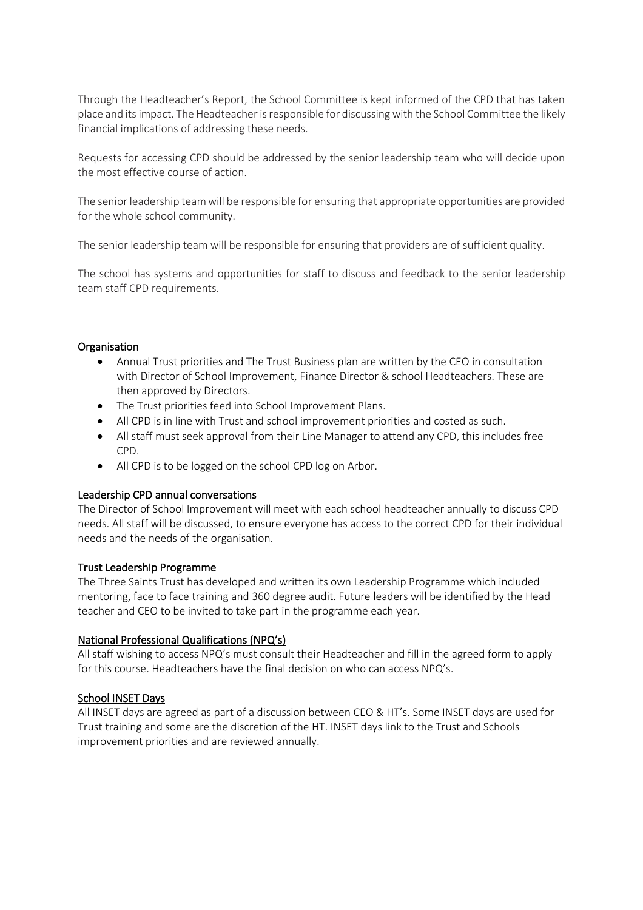Through the Headteacher's Report, the School Committee is kept informed of the CPD that has taken place and its impact. The Headteacher is responsible for discussing with the School Committee the likely financial implications of addressing these needs.

Requests for accessing CPD should be addressed by the senior leadership team who will decide upon the most effective course of action.

The senior leadership team will be responsible for ensuring that appropriate opportunities are provided for the whole school community.

The senior leadership team will be responsible for ensuring that providers are of sufficient quality.

The school has systems and opportunities for staff to discuss and feedback to the senior leadership team staff CPD requirements.

## Organisation

- Annual Trust priorities and The Trust Business plan are written by the CEO in consultation with Director of School Improvement, Finance Director & school Headteachers. These are then approved by Directors.
- The Trust priorities feed into School Improvement Plans.
- All CPD is in line with Trust and school improvement priorities and costed as such.
- All staff must seek approval from their Line Manager to attend any CPD, this includes free CPD.
- All CPD is to be logged on the school CPD log on Arbor.

## Leadership CPD annual conversations

The Director of School Improvement will meet with each school headteacher annually to discuss CPD needs. All staff will be discussed, to ensure everyone has access to the correct CPD for their individual needs and the needs of the organisation.

## Trust Leadership Programme

The Three Saints Trust has developed and written its own Leadership Programme which included mentoring, face to face training and 360 degree audit. Future leaders will be identified by the Head teacher and CEO to be invited to take part in the programme each year.

## National Professional Qualifications (NPQ's)

All staff wishing to access NPQ's must consult their Headteacher and fill in the agreed form to apply for this course. Headteachers have the final decision on who can access NPQ's.

## School INSET Days

All INSET days are agreed as part of a discussion between CEO & HT's. Some INSET days are used for Trust training and some are the discretion of the HT. INSET days link to the Trust and Schools improvement priorities and are reviewed annually.